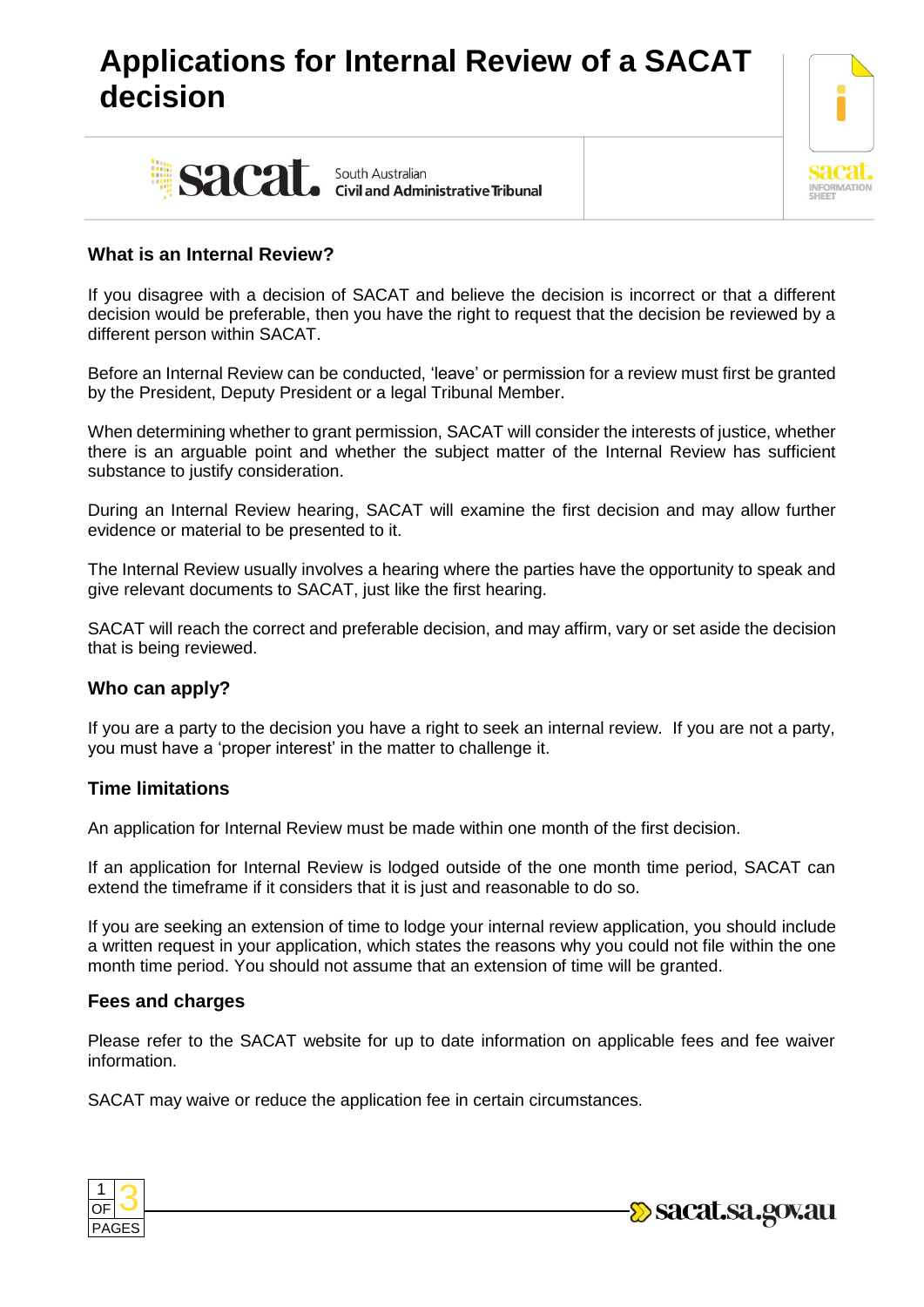# Applications for Internal Review of a SACAT decision

South Australian Civil and Administrative Tribunal

## What is an Internal Review?

If you disagree with a decision of SACAT and believe the decision is incorrect or that a different decision would be preferable, then you have the right to request that the decision be reviewed by a different person within SACAT.

Before an Internal Review can be conducted, 'leave' or permission for a review must first be granted by the President, Deputy President or a legal Tribunal Member.

When determining whether to grant permission, SACAT will consider the interests of justice, whether there is an arguable point and whether the subject matter of the Internal Review has sufficient substance to justify consideration.

During an Internal Review hearing, SACAT will examine the first decision and may allow further evidence or material to be presented to it.

The Internal Review usually involves a hearing where the parties have the opportunity to speak and give relevant documents to SACAT, just like the first hearing.

SACAT will reach the correct and preferable decision, and may affirm, vary or set aside the decision that is being reviewed.

## Who can apply?

If you are a party to the decision you have a right to seek an internal review. If you are not a party, you must have a 'proper interest' in the matter to challenge it.

## Time limitations

An application for Internal Review must be made within one month of the first decision.

If an application for Internal Review is lodged outside of the one month time period, SACAT can extend the timeframe if it considers that it is just and reasonable to do so.

If you are seeking an extension of time to lodge your internal review application, you should include a written request in your application, which states the reasons why you could not file within the one month time period. You should not assume that an extension of time will be granted.

## Fees and charges

Please refer to the SACAT website for up to date information on applicable fees and fee waiver information.

SACAT may waive or reduce the application fee in certain circumstances.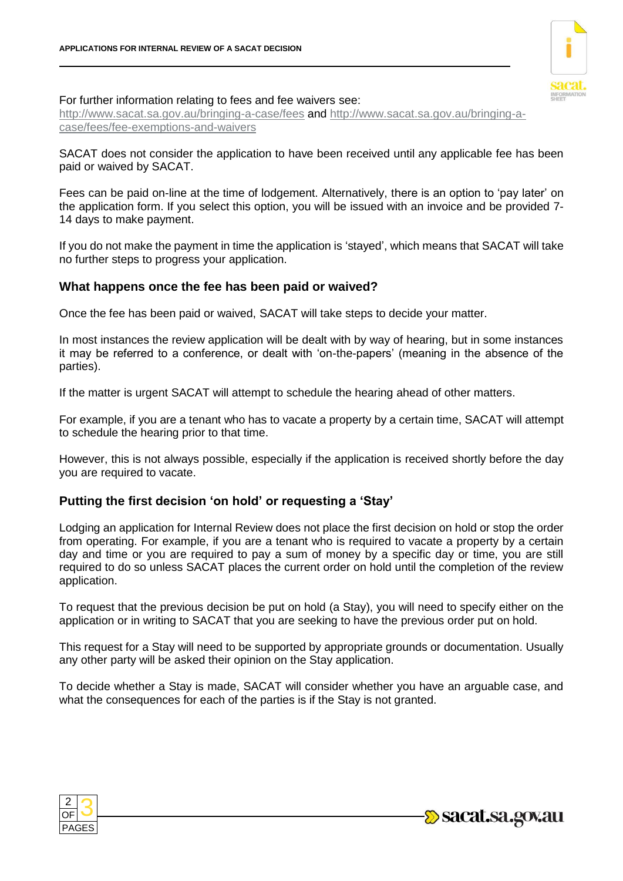For further information relating to fees and fee waivers see: http://www.sacat.sa.gov.au/bringing-a-case/fees and http://www.sacat.sa.gov.au/bringing-a-case/fees/fee-exemptions-and-waivers

SACAT does not consider the application to have been received until any applicable fee has been paid or waived by SACAT.

Fees can be paid on-line at the time of lodgement. Alternatively, there is an option to 'pay later' on the application form. If you select this option, you will be issued with an invoice and be provided 7-14 days to make payment.

If you do not make the payment in time the application is 'stayed', which means that SACAT will take no further steps to progress your application.

### What happens once the fee has been paid or waived?

Once the fee has been paid or waived, SACAT will take steps to decide your matter.

In most instances the review application will be dealt with by way of hearing, but in some instances it may be referred to a conference, or dealt with 'on-the-papers' (meaning in the absence of the parties).

If the matter is urgent SACAT will attempt to schedule the hearing ahead of other matters.

For example, if you are a tenant who has to vacate a property by a certain time, SACAT will attempt to schedule the hearing prior to that time.

However, this is not always possible, especially if the application is received shortly before the day you are required to vacate.

### Putting the first decision 'on hold' or requesting a 'Stay'

Lodging an application for Internal Review does not place the first decision on hold or stop the order from operating. For example, if you are a tenant who is required to vacate a property by a certain day and time or you are required to pay a sum of money by a specific day or time, you are still required to do so unless SACAT places the current order on hold until the completion of the review application.

To request that the previous decision be put on hold (a Stay), you will need to specify either on the application or in writing to SACAT that you are seeking to have the previous order put on hold.

This request for a Stay will need to be supported by appropriate grounds or documentation. Usually any other party will be asked their opinion on the Stay application.

To decide whether a Stay is made, SACAT will consider whether you have an arguable case, and what the consequences for each of the parties is if the Stay is not granted.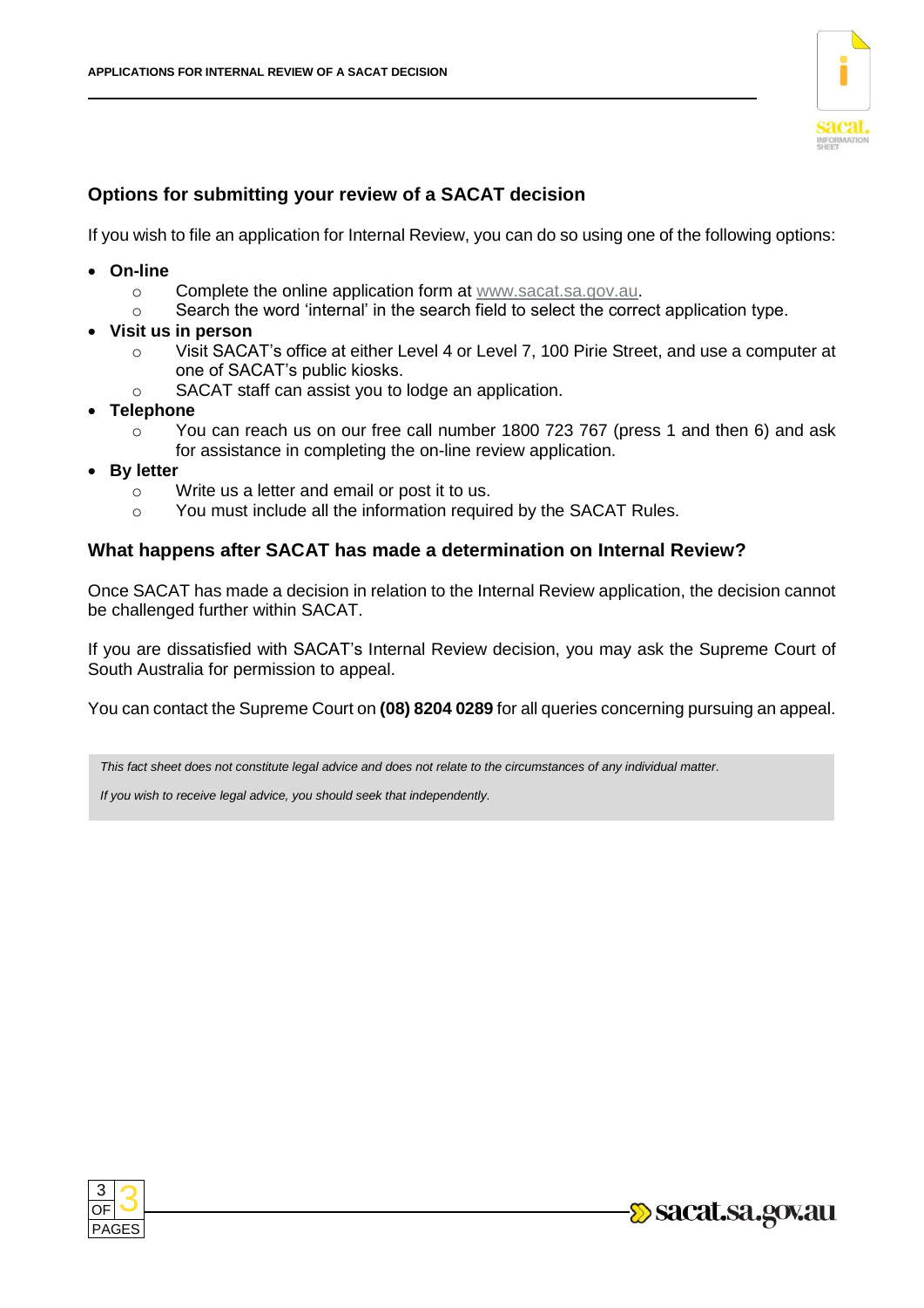## Options for submitting your review of a SACAT decision

If you wish to file an application for Internal Review, you can do so using one of the following options:

- **On-line**
  - Complete the online application form at www.sacat.sa.gov.au.
  - Search the word 'internal' in the search field to select the correct application type.
- **Visit us in person**
  - Visit SACAT's office at either Level 4 or Level 7, 100 Pirie Street, and use a computer at one of SACAT's public kiosks.
  - SACAT staff can assist you to lodge an application.
- **Telephone**
  - You can reach us on our free call number 1800 723 767 (press 1 and then 6) and ask for assistance in completing the on-line review application.
- **By letter**
  - Write us a letter and email or post it to us.
  - You must include all the information required by the SACAT Rules.

## What happens after SACAT has made a determination on Internal Review?

Once SACAT has made a decision in relation to the Internal Review application, the decision cannot be challenged further within SACAT.

If you are dissatisfied with SACAT's Internal Review decision, you may ask the Supreme Court of South Australia for permission to appeal.

You can contact the Supreme Court on **(08) 8204 0289** for all queries concerning pursuing an appeal.

*This fact sheet does not constitute legal advice and does not relate to the circumstances of any individual matter.*

*If you wish to receive legal advice, you should seek that independently.*